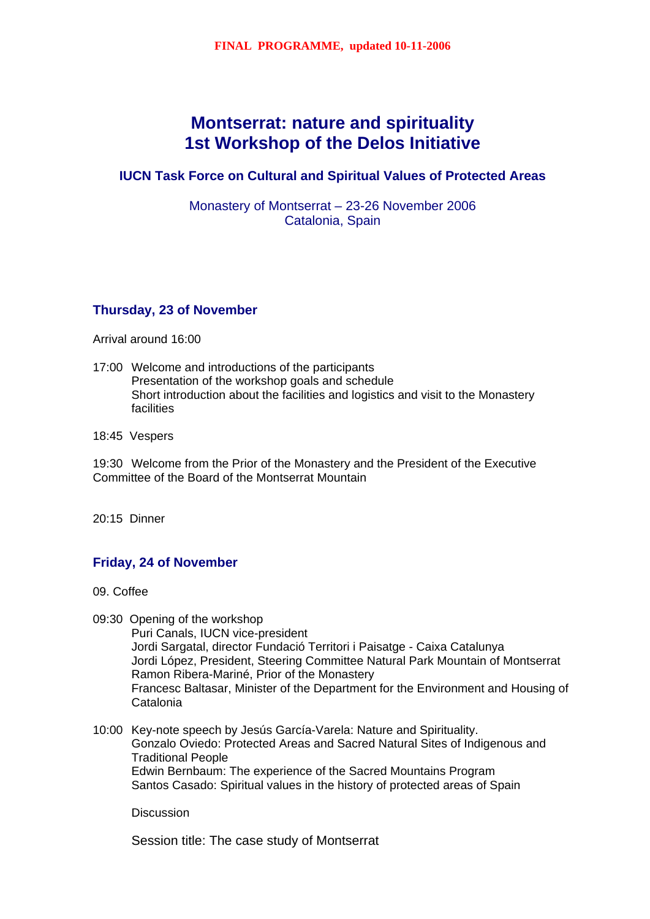**FINAL PROGRAMME, updated 10-11-2006**

# Montserrat: nature and spirituality
# 1st Workshop of the Delos Initiative

### IUCN Task Force on Cultural and Spiritual Values of Protected Areas

Monastery of Montserrat – 23-26 November 2006
Catalonia, Spain

## Thursday, 23 of November

Arrival around 16:00

17:00 Welcome and introductions of the participants
Presentation of the workshop goals and schedule
Short introduction about the facilities and logistics and visit to the Monastery facilities

18:45 Vespers

19:30 Welcome from the Prior of the Monastery and the President of the Executive Committee of the Board of the Montserrat Mountain

20:15 Dinner

## Friday, 24 of November

09. Coffee

09:30 Opening of the workshop
Puri Canals, IUCN vice-president
Jordi Sargatal, director Fundació Territori i Paisatge - Caixa Catalunya
Jordi López, President, Steering Committee Natural Park Mountain of Montserrat
Ramon Ribera-Mariné, Prior of the Monastery
Francesc Baltasar, Minister of the Department for the Environment and Housing of Catalonia

10:00 Key-note speech by Jesús García-Varela: Nature and Spirituality.
Gonzalo Oviedo: Protected Areas and Sacred Natural Sites of Indigenous and Traditional People
Edwin Bernbaum: The experience of the Sacred Mountains Program
Santos Casado: Spiritual values in the history of protected areas of Spain

Discussion

Session title: The case study of Montserrat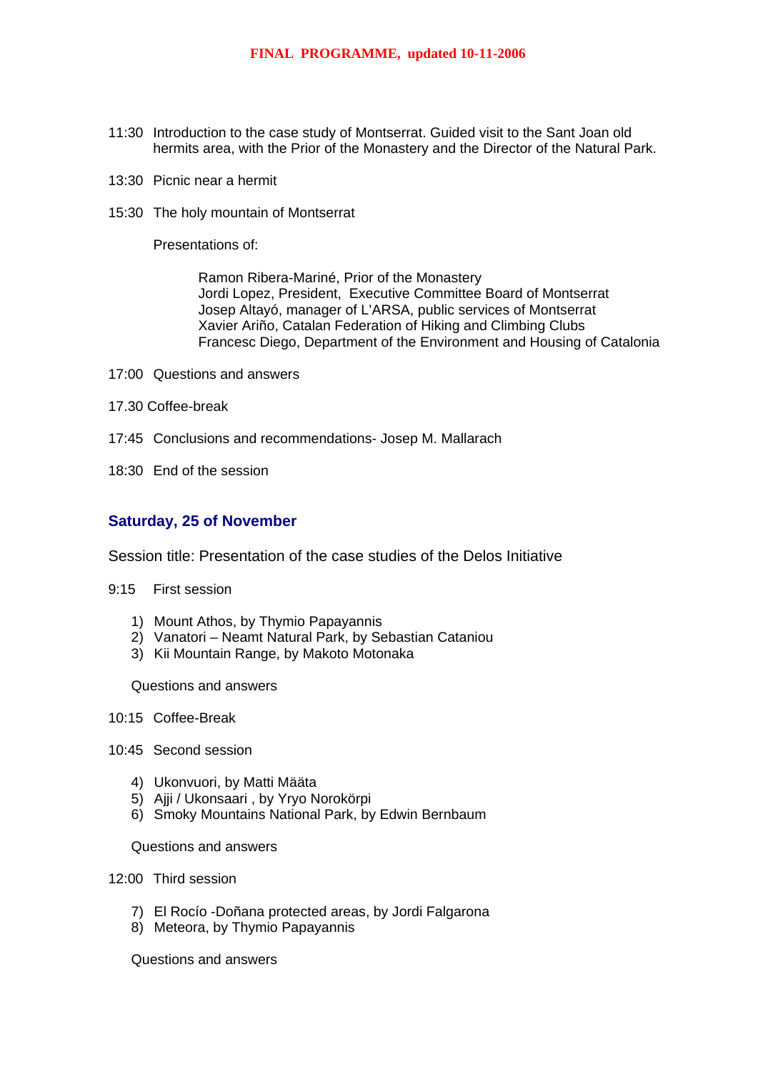**FINAL PROGRAMME, updated 10-11-2006**

11:30 Introduction to the case study of Montserrat. Guided visit to the Sant Joan old hermits area, with the Prior of the Monastery and the Director of the Natural Park.

13:30 Picnic near a hermit

15:30 The holy mountain of Montserrat

Presentations of:

Ramon Ribera-Mariné, Prior of the Monastery
Jordi Lopez, President, Executive Committee Board of Montserrat
Josep Altayó, manager of L'ARSA, public services of Montserrat
Xavier Ariño, Catalan Federation of Hiking and Climbing Clubs
Francesc Diego, Department of the Environment and Housing of Catalonia

17:00 Questions and answers

17.30 Coffee-break

17:45 Conclusions and recommendations- Josep M. Mallarach

18:30 End of the session

## Saturday, 25 of November

Session title: Presentation of the case studies of the Delos Initiative

9:15 First session

1) Mount Athos, by Thymio Papayannis
2) Vanatori – Neamt Natural Park, by Sebastian Cataniou
3) Kii Mountain Range, by Makoto Motonaka

Questions and answers

10:15 Coffee-Break

10:45 Second session

4) Ukonvuori, by Matti Määta
5) Ajji / Ukonsaari , by Yryo Norokörpi
6) Smoky Mountains National Park, by Edwin Bernbaum

Questions and answers

12:00 Third session

7) El Rocío -Doñana protected areas, by Jordi Falgarona
8) Meteora, by Thymio Papayannis

Questions and answers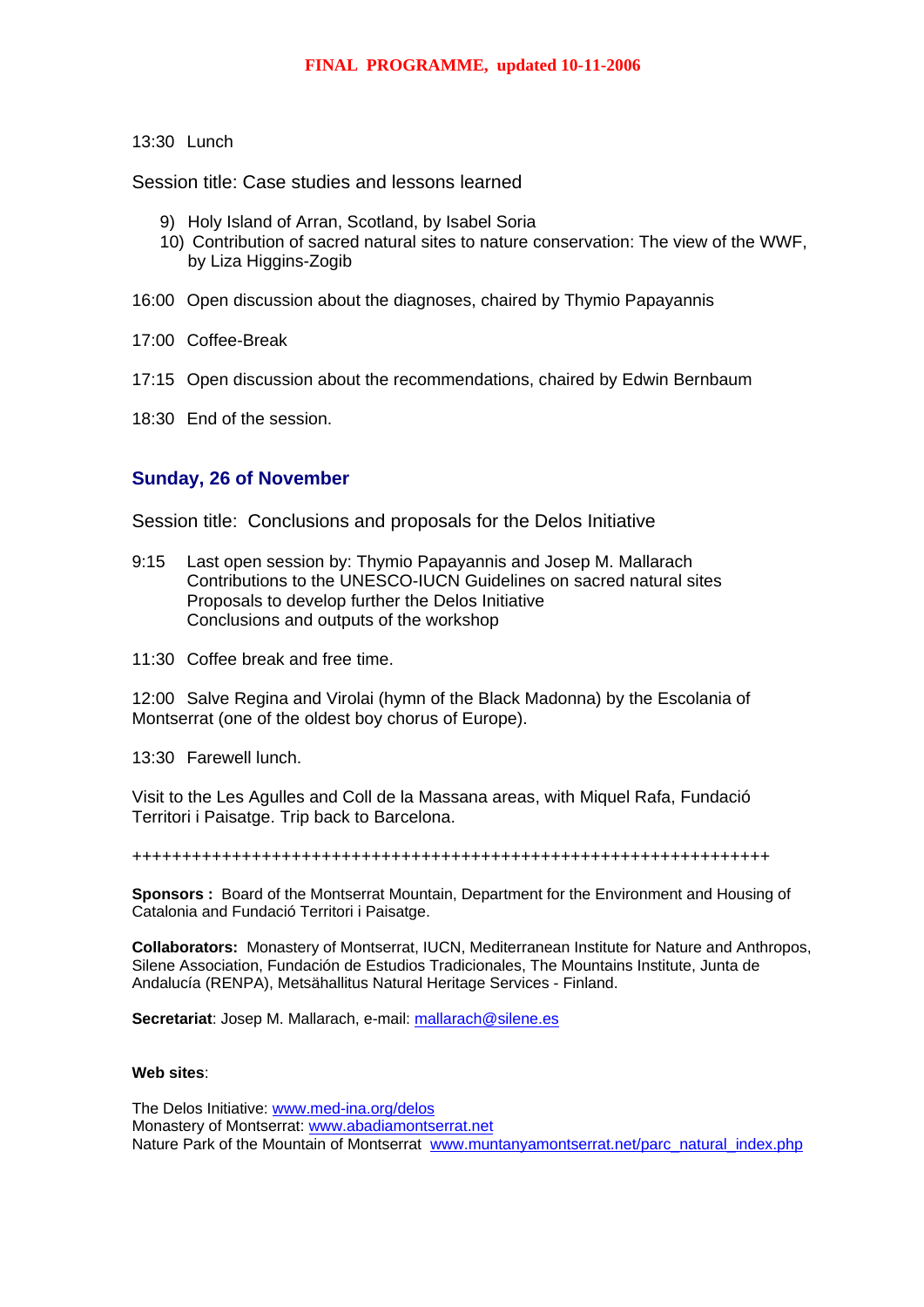**FINAL PROGRAMME, updated 10-11-2006**

13:30 Lunch

Session title: Case studies and lessons learned

9) Holy Island of Arran, Scotland, by Isabel Soria
10) Contribution of sacred natural sites to nature conservation: The view of the WWF, by Liza Higgins-Zogib

16:00 Open discussion about the diagnoses, chaired by Thymio Papayannis

17:00 Coffee-Break

17:15 Open discussion about the recommendations, chaired by Edwin Bernbaum

18:30 End of the session.

## Sunday, 26 of November

Session title: Conclusions and proposals for the Delos Initiative

9:15 Last open session by: Thymio Papayannis and Josep M. Mallarach
Contributions to the UNESCO-IUCN Guidelines on sacred natural sites
Proposals to develop further the Delos Initiative
Conclusions and outputs of the workshop

11:30 Coffee break and free time.

12:00 Salve Regina and Virolai (hymn of the Black Madonna) by the Escolania of Montserrat (one of the oldest boy chorus of Europe).

13:30 Farewell lunch.

Visit to the Les Agulles and Coll de la Massana areas, with Miquel Rafa, Fundació Territori i Paisatge. Trip back to Barcelona.

++++++++++++++++++++++++++++++++++++++++++++++++++++++++++++++++

**Sponsors :** Board of the Montserrat Mountain, Department for the Environment and Housing of Catalonia and Fundació Territori i Paisatge.

**Collaborators:** Monastery of Montserrat, IUCN, Mediterranean Institute for Nature and Anthropos, Silene Association, Fundación de Estudios Tradicionales, The Mountains Institute, Junta de Andalucía (RENPA), Metsähallitus Natural Heritage Services - Finland.

**Secretariat**: Josep M. Mallarach, e-mail: mallarach@silene.es

**Web sites**:

The Delos Initiative: www.med-ina.org/delos
Monastery of Montserrat: www.abadiamontserrat.net
Nature Park of the Mountain of Montserrat www.muntanyamontserrat.net/parc_natural_index.php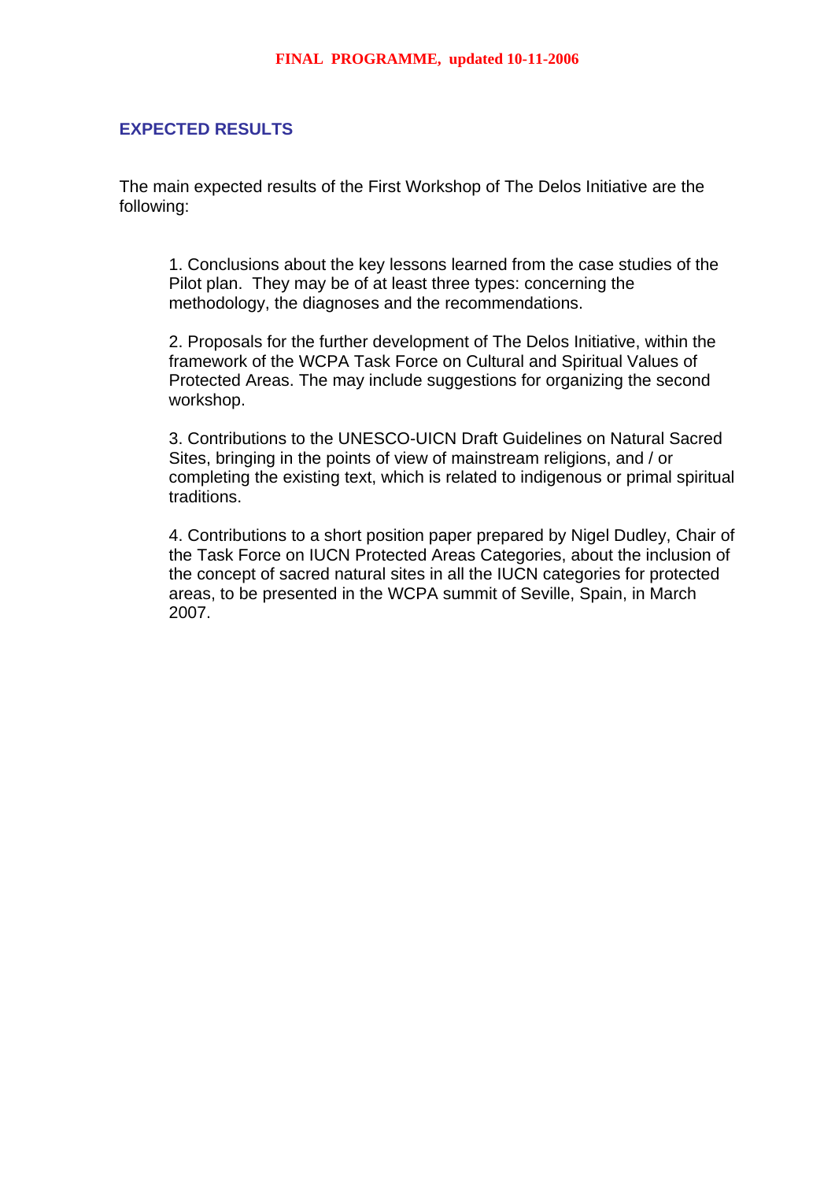**FINAL PROGRAMME, updated 10-11-2006**

## EXPECTED RESULTS

The main expected results of the First Workshop of The Delos Initiative are the following:

1. Conclusions about the key lessons learned from the case studies of the Pilot plan. They may be of at least three types: concerning the methodology, the diagnoses and the recommendations.

2. Proposals for the further development of The Delos Initiative, within the framework of the WCPA Task Force on Cultural and Spiritual Values of Protected Areas. The may include suggestions for organizing the second workshop.

3. Contributions to the UNESCO-UICN Draft Guidelines on Natural Sacred Sites, bringing in the points of view of mainstream religions, and / or completing the existing text, which is related to indigenous or primal spiritual traditions.

4. Contributions to a short position paper prepared by Nigel Dudley, Chair of the Task Force on IUCN Protected Areas Categories, about the inclusion of the concept of sacred natural sites in all the IUCN categories for protected areas, to be presented in the WCPA summit of Seville, Spain, in March 2007.